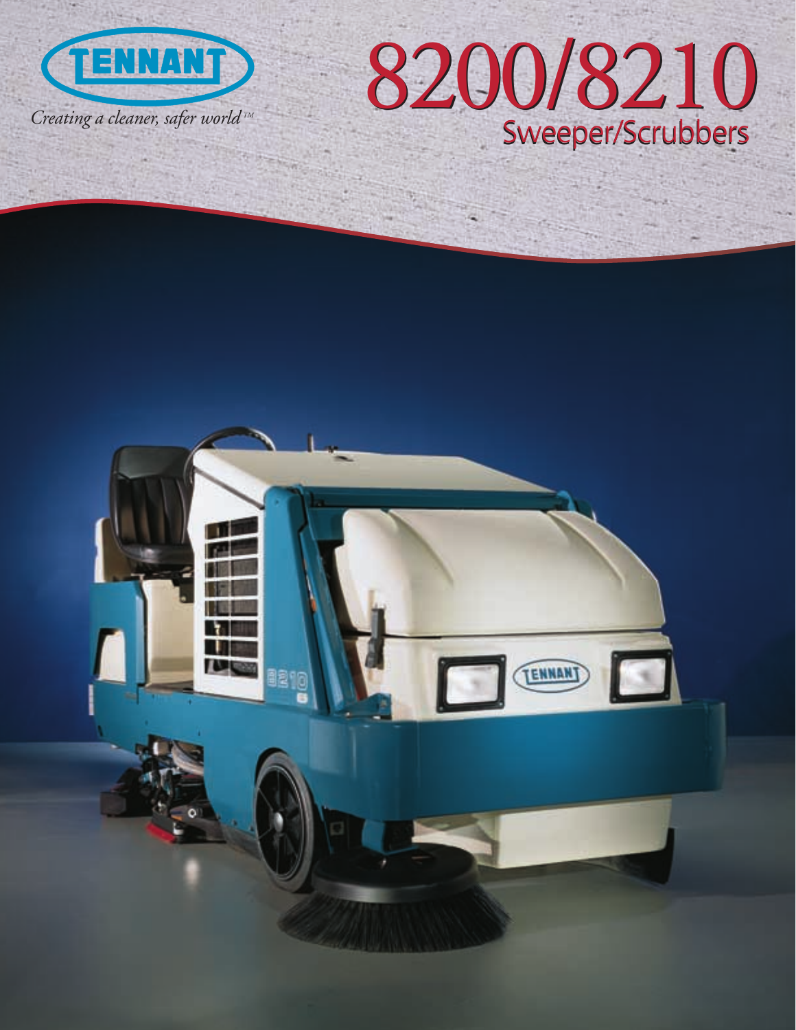TENNANT

*Creating a cleaner, safer world™*

# 8200/8210

## Sweeper/Scrubbers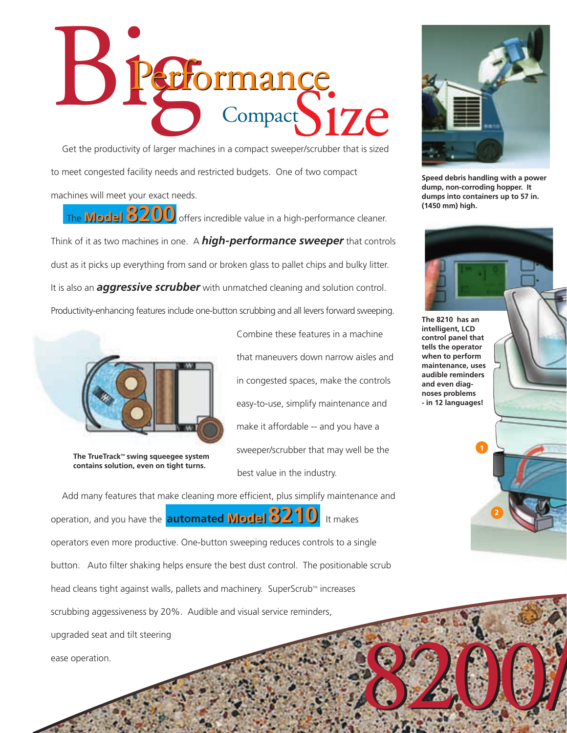# Big Performance Compact Size

Get the productivity of larger machines in a compact sweeper/scrubber that is sized to meet congested facility needs and restricted budgets. One of two compact machines will meet your exact needs.

The **Model 8200** offers incredible value in a high-performance cleaner. Think of it as two machines in one. A ***high-performance sweeper*** that controls dust as it picks up everything from sand or broken glass to pallet chips and bulky litter. It is also an ***aggressive scrubber*** with unmatched cleaning and solution control. Productivity-enhancing features include one-button scrubbing and all levers forward sweeping.

Combine these features in a machine that maneuvers down narrow aisles and in congested spaces, make the controls easy-to-use, simplify maintenance and make it affordable -- and you have a sweeper/scrubber that may well be the best value in the industry.

**The TrueTrack™ swing squeegee system contains solution, even on tight turns.**

Add many features that make cleaning more efficient, plus simplify maintenance and operation, and you have the **automated Model 8210**. It makes operators even more productive. One-button sweeping reduces controls to a single button. Auto filter shaking helps ensure the best dust control. The positionable scrub head cleans tight against walls, pallets and machinery. SuperScrub™ increases scrubbing aggessiveness by 20%. Audible and visual service reminders, upgraded seat and tilt steering ease operation.

**Speed debris handling with a power dump, non-corroding hopper. It dumps into containers up to 57 in. (1450 mm) high.**

**The 8210 has an intelligent, LCD control panel that tells the operator when to perform maintenance, uses audible reminders and even diagnoses problems - in 12 languages!**

1

2

8200/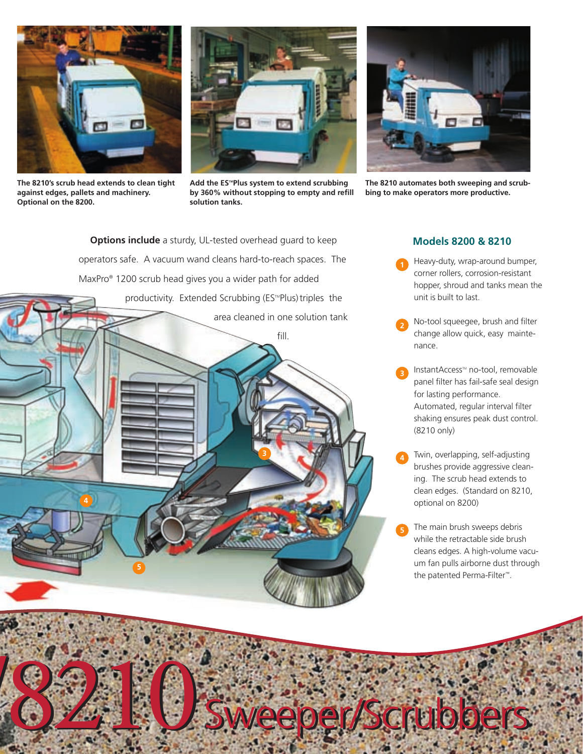The 8210's scrub head extends to clean tight against edges, pallets and machinery. Optional on the 8200.

Add the ES™Plus system to extend scrubbing by 360% without stopping to empty and refill solution tanks.

The 8210 automates both sweeping and scrubbing to make operators more productive.

**Options include** a sturdy, UL-tested overhead guard to keep operators safe. A vacuum wand cleans hard-to-reach spaces. The MaxPro® 1200 scrub head gives you a wider path for added productivity. Extended Scrubbing (ES™Plus) triples the area cleaned in one solution tank fill.

## Models 8200 & 8210

1. Heavy-duty, wrap-around bumper, corner rollers, corrosion-resistant hopper, shroud and tanks mean the unit is built to last.
2. No-tool squeegee, brush and filter change allow quick, easy maintenance.
3. InstantAccess™ no-tool, removable panel filter has fail-safe seal design for lasting performance. Automated, regular interval filter shaking ensures peak dust control. (8210 only)
4. Twin, overlapping, self-adjusting brushes provide aggressive cleaning. The scrub head extends to clean edges. (Standard on 8210, optional on 8200)
5. The main brush sweeps debris while the retractable side brush cleans edges. A high-volume vacuum fan pulls airborne dust through the patented Perma-Filter™.

# /8210 Sweeper/Scrubbers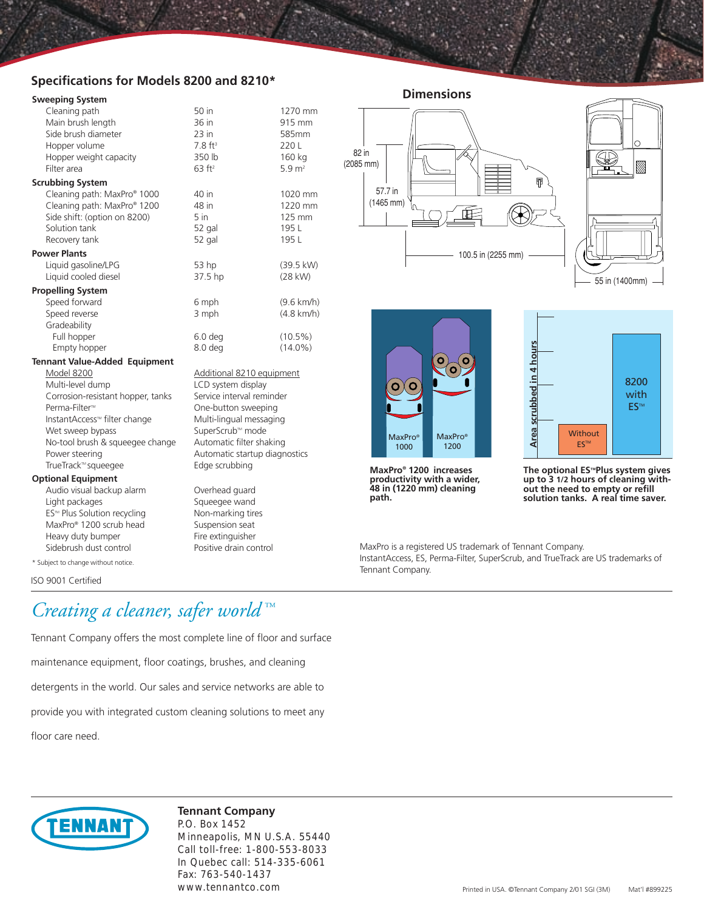## Specifications for Models 8200 and 8210*

| | | |
|---|---|---|
| **Sweeping System** | | |
| Cleaning path | 50 in | 1270 mm |
| Main brush length | 36 in | 915 mm |
| Side brush diameter | 23 in | 585mm |
| Hopper volume | 7.8 ft³ | 220 L |
| Hopper weight capacity | 350 lb | 160 kg |
| Filter area | 63 ft² | 5.9 m² |
| **Scrubbing System** | | |
| Cleaning path: MaxPro® 1000 | 40 in | 1020 mm |
| Cleaning path: MaxPro® 1200 | 48 in | 1220 mm |
| Side shift: (option on 8200) | 5 in | 125 mm |
| Solution tank | 52 gal | 195 L |
| Recovery tank | 52 gal | 195 L |
| **Power Plants** | | |
| Liquid gasoline/LPG | 53 hp | (39.5 kW) |
| Liquid cooled diesel | 37.5 hp | (28 kW) |
| **Propelling System** | | |
| Speed forward | 6 mph | (9.6 km/h) |
| Speed reverse | 3 mph | (4.8 km/h) |
| Gradeability | | |
| Full hopper | 6.0 deg | (10.5%) |
| Empty hopper | 8.0 deg | (14.0%) |

**Tennant Value-Added Equipment**

| Model 8200 | Additional 8210 equipment |
|---|---|
| Multi-level dump | LCD system display |
| Corrosion-resistant hopper, tanks | Service interval reminder |
| Perma-Filter™ | One-button sweeping |
| InstantAccess™ filter change | Multi-lingual messaging |
| Wet sweep bypass | SuperScrub™ mode |
| No-tool brush & squeegee change | Automatic filter shaking |
| Power steering | Automatic startup diagnostics |
| TrueTrack™ squeegee | Edge scrubbing |

**Optional Equipment**

| | |
|---|---|
| Audio visual backup alarm | Overhead guard |
| Light packages | Squeegee wand |
| ES™ Plus Solution recycling | Non-marking tires |
| MaxPro® 1200 scrub head | Suspension seat |
| Heavy duty bumper | Fire extinguisher |
| Sidebrush dust control | Positive drain control |

\* Subject to change without notice.

ISO 9001 Certified

### Dimensions

82 in (2085 mm)

57.7 in (1465 mm)

100.5 in (2255 mm)

55 in (1400mm)

MaxPro® 1000

MaxPro® 1200

**MaxPro® 1200 increases productivity with a wider, 48 in (1220 mm) cleaning path.**

Area scrubbed in 4 hours

Without ES™

8200 with ES™

**The optional ES™Plus system gives up to 3 1/2 hours of cleaning without the need to empty or refill solution tanks. A real time saver.**

MaxPro is a registered US trademark of Tennant Company.
InstantAccess, ES, Perma-Filter, SuperScrub, and TrueTrack are US trademarks of Tennant Company.

## *Creating a cleaner, safer world™*

Tennant Company offers the most complete line of floor and surface maintenance equipment, floor coatings, brushes, and cleaning detergents in the world. Our sales and service networks are able to provide you with integrated custom cleaning solutions to meet any floor care need.

TENNANT

**Tennant Company**
P.O. Box 1452
Minneapolis, MN U.S.A. 55440
Call toll-free: 1-800-553-8033
In Quebec call: 514-335-6061
Fax: 763-540-1437
www.tennantco.com

Printed in USA. ©Tennant Company 2/01 SGI (3M) Mat'l #899225